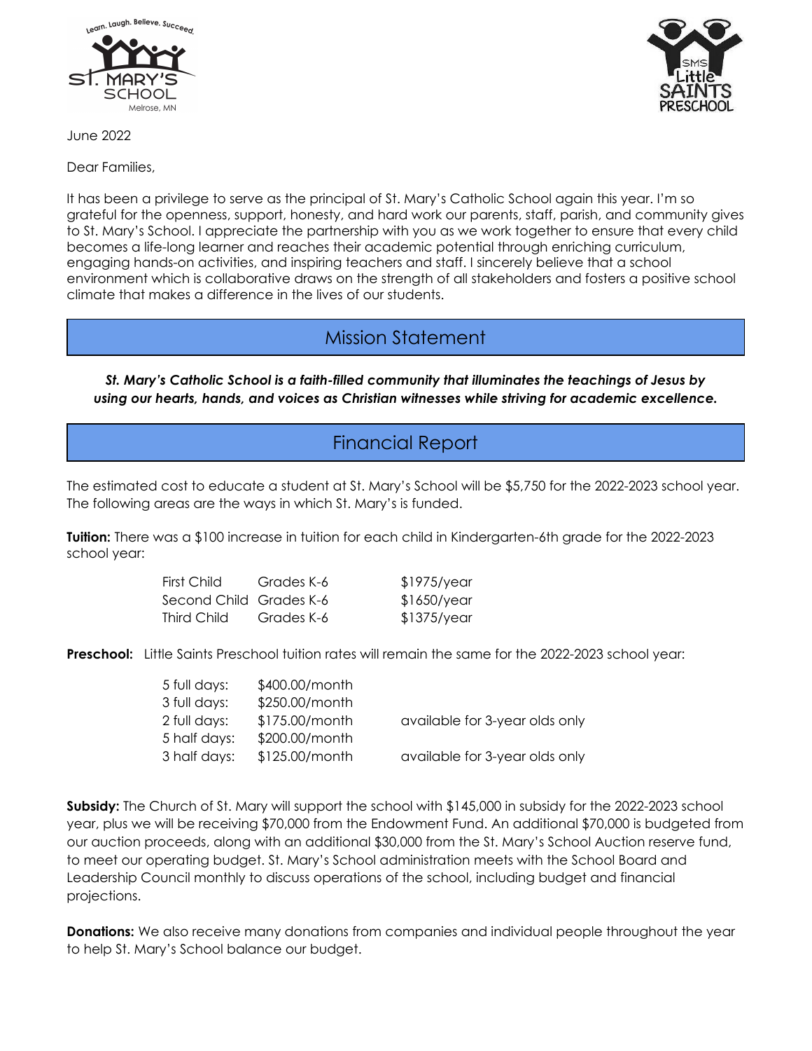June 2022

Dear Families,

It has been a privilege to serve as the principal of St. Mary's Catholic School again this year. I'm so grateful for the openness, support, honesty, and hard work our parents, staff, parish, and community gives to St. Mary's School. I appreciate the partnership with you as we work together to ensure that every child becomes a life-long learner and reaches their academic potential through enriching curriculum, engaging hands-on activities, and inspiring teachers and staff. I sincerely believe that a school environment which is collaborative draws on the strength of all stakeholders and fosters a positive school climate that makes a difference in the lives of our students.

## Mission Statement

***St. Mary's Catholic School is a faith-filled community that illuminates the teachings of Jesus by using our hearts, hands, and voices as Christian witnesses while striving for academic excellence.***

## Financial Report

The estimated cost to educate a student at St. Mary's School will be $5,750 for the 2022-2023 school year. The following areas are the ways in which St. Mary's is funded.

**Tuition:** There was a $100 increase in tuition for each child in Kindergarten-6th grade for the 2022-2023 school year:

| | | |
|---|---|---|
| First Child | Grades K-6 | $1975/year |
| Second Child | Grades K-6 | $1650/year |
| Third Child | Grades K-6 | $1375/year |

**Preschool:** Little Saints Preschool tuition rates will remain the same for the 2022-2023 school year:

| | | |
|---|---|---|
| 5 full days: | $400.00/month | |
| 3 full days: | $250.00/month | |
| 2 full days: | $175.00/month | available for 3-year olds only |
| 5 half days: | $200.00/month | |
| 3 half days: | $125.00/month | available for 3-year olds only |

**Subsidy:** The Church of St. Mary will support the school with $145,000 in subsidy for the 2022-2023 school year, plus we will be receiving $70,000 from the Endowment Fund. An additional $70,000 is budgeted from our auction proceeds, along with an additional $30,000 from the St. Mary's School Auction reserve fund, to meet our operating budget. St. Mary's School administration meets with the School Board and Leadership Council monthly to discuss operations of the school, including budget and financial projections.

**Donations:** We also receive many donations from companies and individual people throughout the year to help St. Mary's School balance our budget.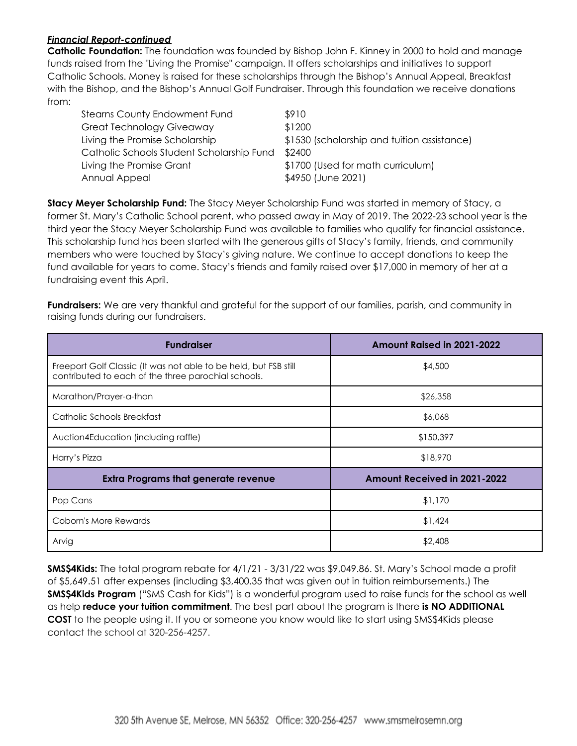***Financial Report-continued***

**Catholic Foundation:** The foundation was founded by Bishop John F. Kinney in 2000 to hold and manage funds raised from the "Living the Promise" campaign. It offers scholarships and initiatives to support Catholic Schools. Money is raised for these scholarships through the Bishop's Annual Appeal, Breakfast with the Bishop, and the Bishop's Annual Golf Fundraiser. Through this foundation we receive donations from:

| | |
|---|---|
| Stearns County Endowment Fund | $910 |
| Great Technology Giveaway | $1200 |
| Living the Promise Scholarship | $1530 (scholarship and tuition assistance) |
| Catholic Schools Student Scholarship Fund | $2400 |
| Living the Promise Grant | $1700 (Used for math curriculum) |
| Annual Appeal | $4950 (June 2021) |

**Stacy Meyer Scholarship Fund:** The Stacy Meyer Scholarship Fund was started in memory of Stacy, a former St. Mary's Catholic School parent, who passed away in May of 2019. The 2022-23 school year is the third year the Stacy Meyer Scholarship Fund was available to families who qualify for financial assistance. This scholarship fund has been started with the generous gifts of Stacy's family, friends, and community members who were touched by Stacy's giving nature. We continue to accept donations to keep the fund available for years to come. Stacy's friends and family raised over $17,000 in memory of her at a fundraising event this April.

**Fundraisers:** We are very thankful and grateful for the support of our families, parish, and community in raising funds during our fundraisers.

| Fundraiser | Amount Raised in 2021-2022 |
|---|---|
| Freeport Golf Classic (It was not able to be held, but FSB still contributed to each of the three parochial schools. | $4,500 |
| Marathon/Prayer-a-thon | $26,358 |
| Catholic Schools Breakfast | $6,068 |
| Auction4Education (including raffle) | $150,397 |
| Harry's Pizza | $18,970 |
| **Extra Programs that generate revenue** | **Amount Received in 2021-2022** |
| Pop Cans | $1,170 |
| Coborn's More Rewards | $1,424 |
| Arvig | $2,408 |

**SMS$4Kids:** The total program rebate for 4/1/21 - 3/31/22 was $9,049.86. St. Mary's School made a profit of $5,649.51 after expenses (including $3,400.35 that was given out in tuition reimbursements.) The **SMS$4Kids Program** ("SMS Cash for Kids") is a wonderful program used to raise funds for the school as well as help **reduce your tuition commitment**. The best part about the program is there **is NO ADDITIONAL COST** to the people using it. If you or someone you know would like to start using SMS$4Kids please contact the school at 320-256-4257.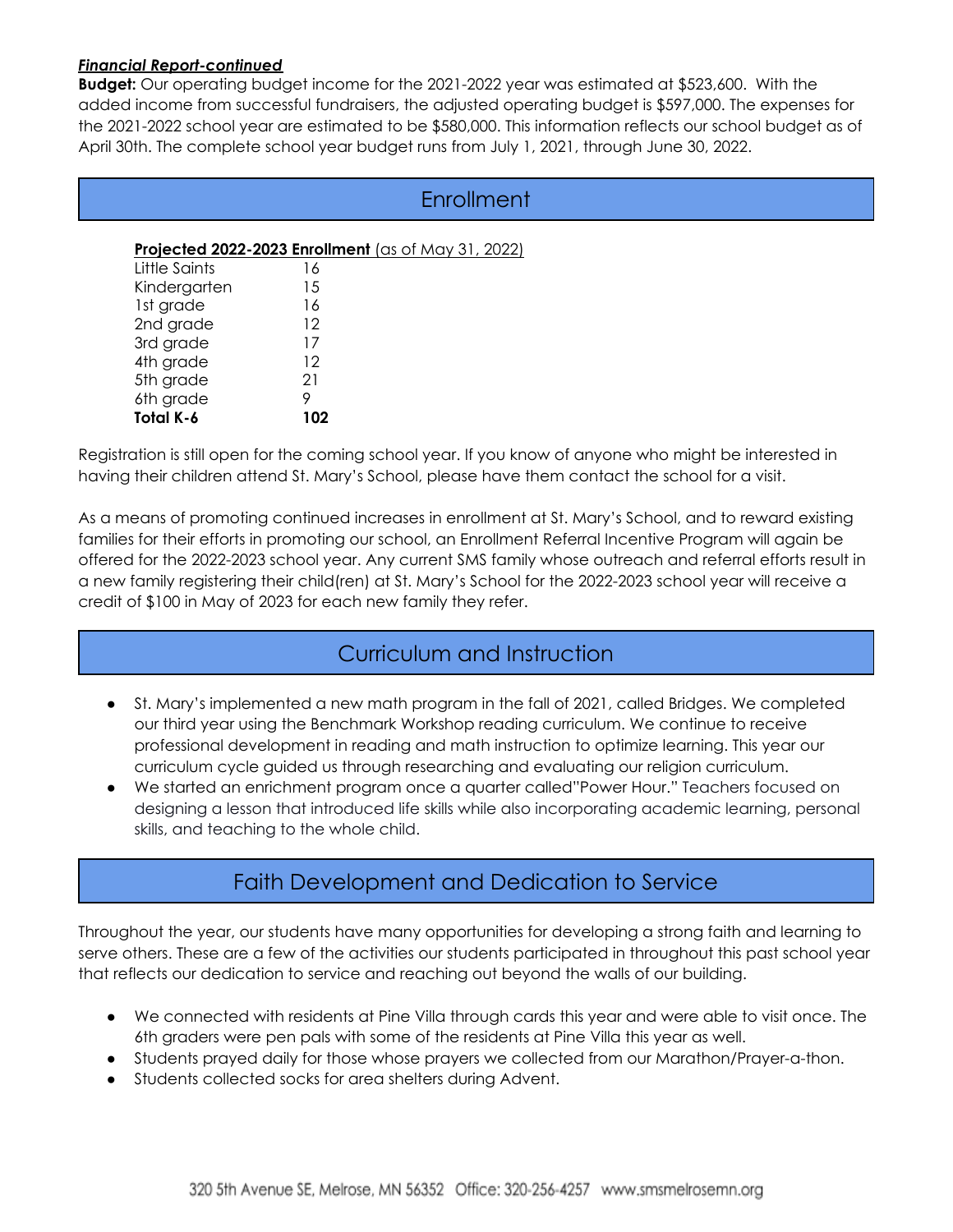***Financial Report-continued***

**Budget:** Our operating budget income for the 2021-2022 year was estimated at $523,600. With the added income from successful fundraisers, the adjusted operating budget is $597,000. The expenses for the 2021-2022 school year are estimated to be $580,000. This information reflects our school budget as of April 30th. The complete school year budget runs from July 1, 2021, through June 30, 2022.

## Enrollment

**Projected 2022-2023 Enrollment** (as of May 31, 2022)

| | |
|---|---|
| Little Saints | 16 |
| Kindergarten | 15 |
| 1st grade | 16 |
| 2nd grade | 12 |
| 3rd grade | 17 |
| 4th grade | 12 |
| 5th grade | 21 |
| 6th grade | 9 |
| **Total K-6** | **102** |

Registration is still open for the coming school year. If you know of anyone who might be interested in having their children attend St. Mary's School, please have them contact the school for a visit.

As a means of promoting continued increases in enrollment at St. Mary's School, and to reward existing families for their efforts in promoting our school, an Enrollment Referral Incentive Program will again be offered for the 2022-2023 school year. Any current SMS family whose outreach and referral efforts result in a new family registering their child(ren) at St. Mary's School for the 2022-2023 school year will receive a credit of $100 in May of 2023 for each new family they refer.

## Curriculum and Instruction

- St. Mary's implemented a new math program in the fall of 2021, called Bridges. We completed our third year using the Benchmark Workshop reading curriculum. We continue to receive professional development in reading and math instruction to optimize learning. This year our curriculum cycle guided us through researching and evaluating our religion curriculum.
- We started an enrichment program once a quarter called"Power Hour." Teachers focused on designing a lesson that introduced life skills while also incorporating academic learning, personal skills, and teaching to the whole child.

## Faith Development and Dedication to Service

Throughout the year, our students have many opportunities for developing a strong faith and learning to serve others. These are a few of the activities our students participated in throughout this past school year that reflects our dedication to service and reaching out beyond the walls of our building.

- We connected with residents at Pine Villa through cards this year and were able to visit once. The 6th graders were pen pals with some of the residents at Pine Villa this year as well.
- Students prayed daily for those whose prayers we collected from our Marathon/Prayer-a-thon.
- Students collected socks for area shelters during Advent.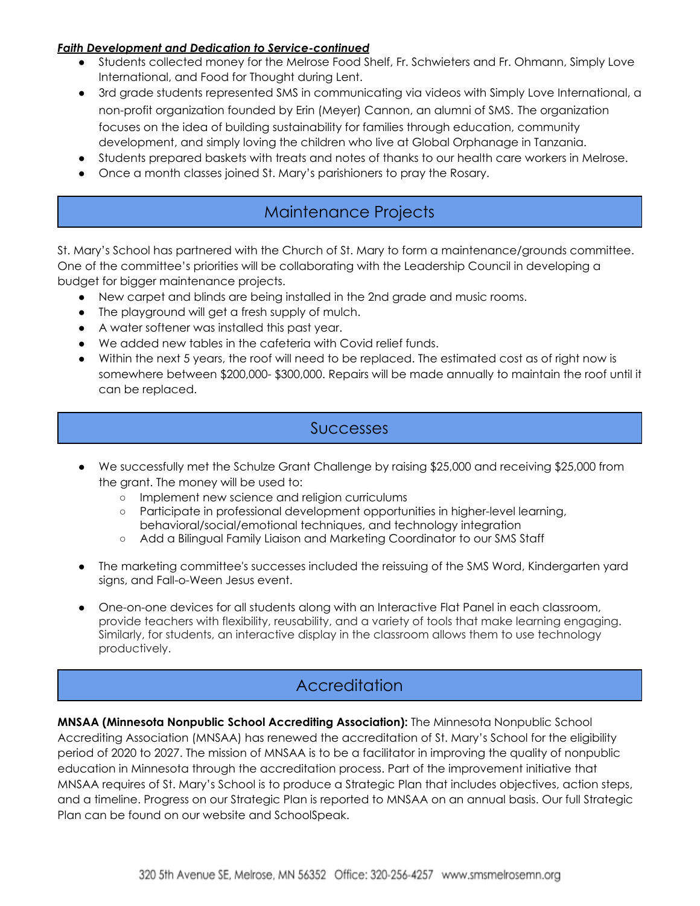***Faith Development and Dedication to Service-continued***

- Students collected money for the Melrose Food Shelf, Fr. Schwieters and Fr. Ohmann, Simply Love International, and Food for Thought during Lent.
- 3rd grade students represented SMS in communicating via videos with Simply Love International, a non-profit organization founded by Erin (Meyer) Cannon, an alumni of SMS. The organization focuses on the idea of building sustainability for families through education, community development, and simply loving the children who live at Global Orphanage in Tanzania.
- Students prepared baskets with treats and notes of thanks to our health care workers in Melrose.
- Once a month classes joined St. Mary's parishioners to pray the Rosary.

## Maintenance Projects

St. Mary's School has partnered with the Church of St. Mary to form a maintenance/grounds committee. One of the committee's priorities will be collaborating with the Leadership Council in developing a budget for bigger maintenance projects.

- New carpet and blinds are being installed in the 2nd grade and music rooms.
- The playground will get a fresh supply of mulch.
- A water softener was installed this past year.
- We added new tables in the cafeteria with Covid relief funds.
- Within the next 5 years, the roof will need to be replaced. The estimated cost as of right now is somewhere between $200,000- $300,000. Repairs will be made annually to maintain the roof until it can be replaced.

## Successes

- We successfully met the Schulze Grant Challenge by raising $25,000 and receiving $25,000 from the grant. The money will be used to:
  - Implement new science and religion curriculums
  - Participate in professional development opportunities in higher-level learning, behavioral/social/emotional techniques, and technology integration
  - Add a Bilingual Family Liaison and Marketing Coordinator to our SMS Staff

- The marketing committee's successes included the reissuing of the SMS Word, Kindergarten yard signs, and Fall-o-Ween Jesus event.

- One-on-one devices for all students along with an Interactive Flat Panel in each classroom, provide teachers with flexibility, reusability, and a variety of tools that make learning engaging. Similarly, for students, an interactive display in the classroom allows them to use technology productively.

## Accreditation

**MNSAA (Minnesota Nonpublic School Accrediting Association):** The Minnesota Nonpublic School Accrediting Association (MNSAA) has renewed the accreditation of St. Mary's School for the eligibility period of 2020 to 2027. The mission of MNSAA is to be a facilitator in improving the quality of nonpublic education in Minnesota through the accreditation process. Part of the improvement initiative that MNSAA requires of St. Mary's School is to produce a Strategic Plan that includes objectives, action steps, and a timeline. Progress on our Strategic Plan is reported to MNSAA on an annual basis. Our full Strategic Plan can be found on our website and SchoolSpeak.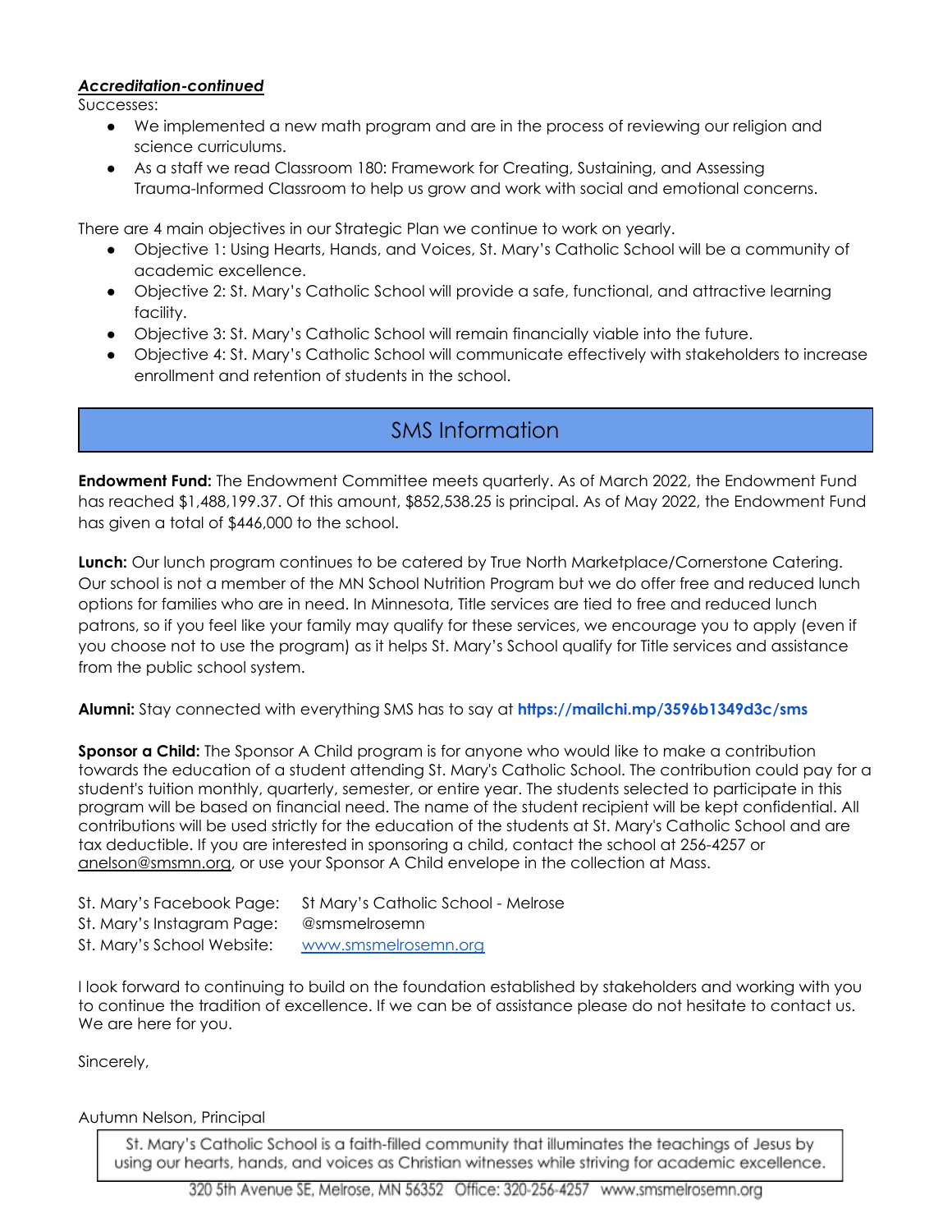***Accreditation-continued***

Successes:

- We implemented a new math program and are in the process of reviewing our religion and science curriculums.
- As a staff we read Classroom 180: Framework for Creating, Sustaining, and Assessing Trauma-Informed Classroom to help us grow and work with social and emotional concerns.

There are 4 main objectives in our Strategic Plan we continue to work on yearly.

- Objective 1: Using Hearts, Hands, and Voices, St. Mary's Catholic School will be a community of academic excellence.
- Objective 2: St. Mary's Catholic School will provide a safe, functional, and attractive learning facility.
- Objective 3: St. Mary's Catholic School will remain financially viable into the future.
- Objective 4: St. Mary's Catholic School will communicate effectively with stakeholders to increase enrollment and retention of students in the school.

## SMS Information

**Endowment Fund:** The Endowment Committee meets quarterly. As of March 2022, the Endowment Fund has reached $1,488,199.37. Of this amount, $852,538.25 is principal. As of May 2022, the Endowment Fund has given a total of $446,000 to the school.

**Lunch:** Our lunch program continues to be catered by True North Marketplace/Cornerstone Catering. Our school is not a member of the MN School Nutrition Program but we do offer free and reduced lunch options for families who are in need. In Minnesota, Title services are tied to free and reduced lunch patrons, so if you feel like your family may qualify for these services, we encourage you to apply (even if you choose not to use the program) as it helps St. Mary's School qualify for Title services and assistance from the public school system.

**Alumni:** Stay connected with everything SMS has to say at **https://mailchi.mp/3596b1349d3c/sms**

**Sponsor a Child:** The Sponsor A Child program is for anyone who would like to make a contribution towards the education of a student attending St. Mary's Catholic School. The contribution could pay for a student's tuition monthly, quarterly, semester, or entire year. The students selected to participate in this program will be based on financial need. The name of the student recipient will be kept confidential. All contributions will be used strictly for the education of the students at St. Mary's Catholic School and are tax deductible. If you are interested in sponsoring a child, contact the school at 256-4257 or anelson@smsmn.org, or use your Sponsor A Child envelope in the collection at Mass.

St. Mary's Facebook Page: St Mary's Catholic School - Melrose
St. Mary's Instagram Page: @smsmelrosemn
St. Mary's School Website: www.smsmelrosemn.org

I look forward to continuing to build on the foundation established by stakeholders and working with you to continue the tradition of excellence. If we can be of assistance please do not hesitate to contact us. We are here for you.

Sincerely,

Autumn Nelson, Principal

St. Mary's Catholic School is a faith-filled community that illuminates the teachings of Jesus by using our hearts, hands, and voices as Christian witnesses while striving for academic excellence.

320 5th Avenue SE, Melrose, MN 56352 Office: 320-256-4257 www.smsmelrosemn.org